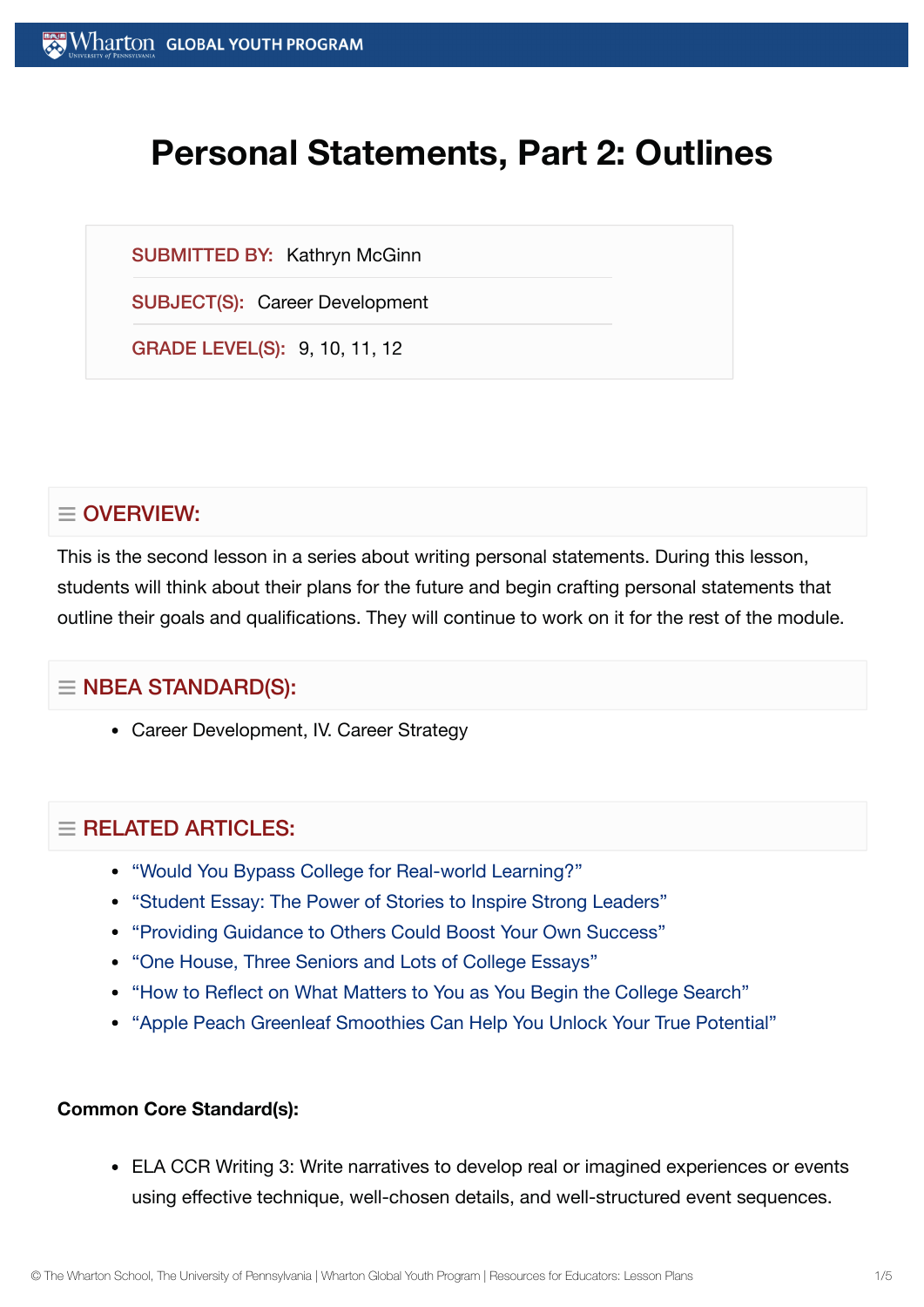# Personal Statements, Part 2: Outlines

**SUBMITTED BY:** Kathryn McGinn

**SUBJECT(S):** Career Development

**GRADE LEVEL(S):** 9, 10, 11, 12

## OVERVIEW:

This is the second lesson in a series about writing personal statements. During this lesson, students will think about their plans for the future and begin crafting personal statements that outline their goals and qualifications. They will continue to work on it for the rest of the module.

## NBEA STANDARD(S):

- Career Development, IV. Career Strategy

## RELATED ARTICLES:

- "Would You Bypass College for Real-world Learning?"
- "Student Essay: The Power of Stories to Inspire Strong Leaders"
- "Providing Guidance to Others Could Boost Your Own Success"
- "One House, Three Seniors and Lots of College Essays"
- "How to Reflect on What Matters to You as You Begin the College Search"
- "Apple Peach Greenleaf Smoothies Can Help You Unlock Your True Potential"

**Common Core Standard(s):**

- ELA CCR Writing 3: Write narratives to develop real or imagined experiences or events using effective technique, well-chosen details, and well-structured event sequences.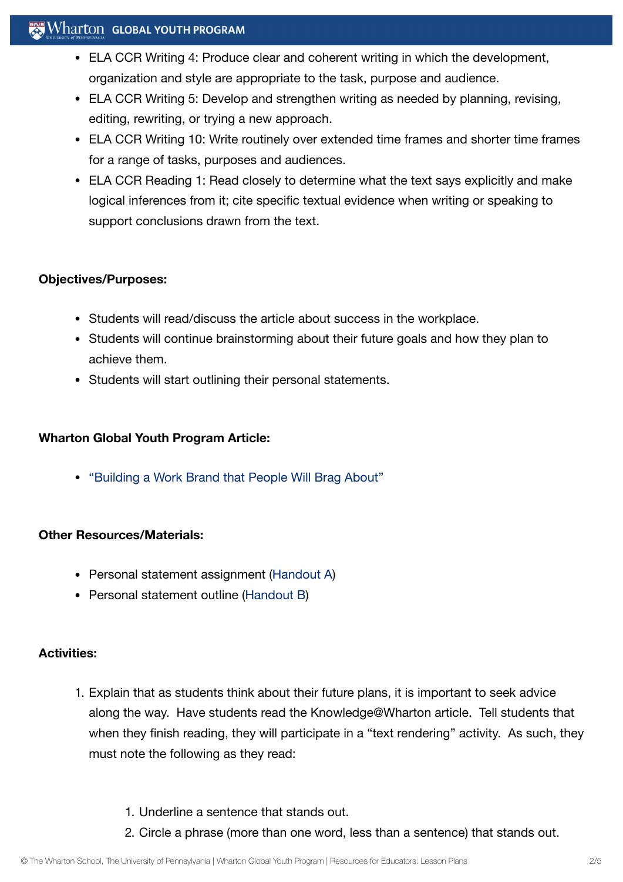- ELA CCR Writing 4: Produce clear and coherent writing in which the development, organization and style are appropriate to the task, purpose and audience.
- ELA CCR Writing 5: Develop and strengthen writing as needed by planning, revising, editing, rewriting, or trying a new approach.
- ELA CCR Writing 10: Write routinely over extended time frames and shorter time frames for a range of tasks, purposes and audiences.
- ELA CCR Reading 1: Read closely to determine what the text says explicitly and make logical inferences from it; cite specific textual evidence when writing or speaking to support conclusions drawn from the text.

**Objectives/Purposes:**

- Students will read/discuss the article about success in the workplace.
- Students will continue brainstorming about their future goals and how they plan to achieve them.
- Students will start outlining their personal statements.

**Wharton Global Youth Program Article:**

- "Building a Work Brand that People Will Brag About"

**Other Resources/Materials:**

- Personal statement assignment (Handout A)
- Personal statement outline (Handout B)

**Activities:**

1. Explain that as students think about their future plans, it is important to seek advice along the way. Have students read the Knowledge@Wharton article. Tell students that when they finish reading, they will participate in a "text rendering" activity. As such, they must note the following as they read:

    1. Underline a sentence that stands out.
    2. Circle a phrase (more than one word, less than a sentence) that stands out.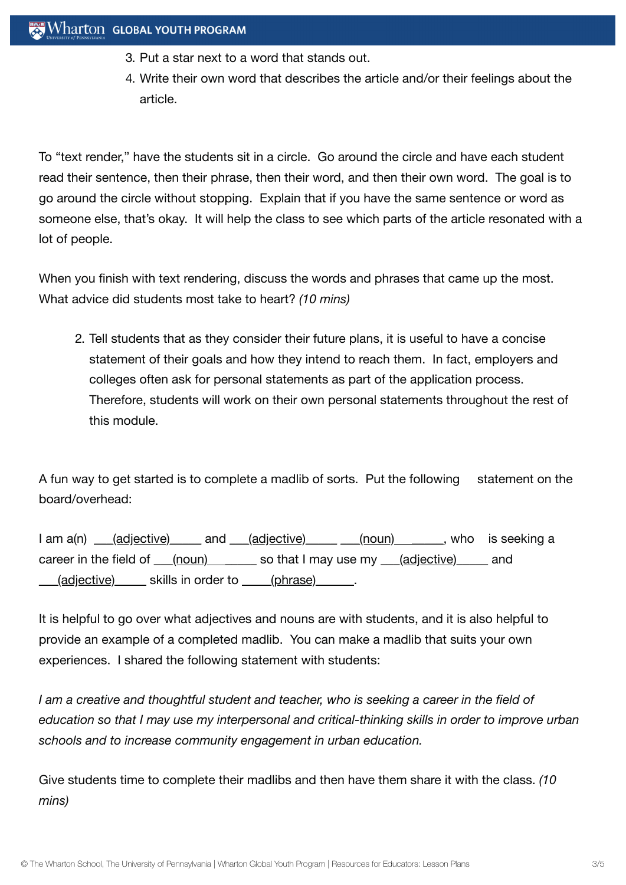3. Put a star next to a word that stands out.
4. Write their own word that describes the article and/or their feelings about the article.

To "text render," have the students sit in a circle. Go around the circle and have each student read their sentence, then their phrase, then their word, and then their own word. The goal is to go around the circle without stopping. Explain that if you have the same sentence or word as someone else, that's okay. It will help the class to see which parts of the article resonated with a lot of people.

When you finish with text rendering, discuss the words and phrases that came up the most. What advice did students most take to heart? *(10 mins)*

2. Tell students that as they consider their future plans, it is useful to have a concise statement of their goals and how they intend to reach them. In fact, employers and colleges often ask for personal statements as part of the application process. Therefore, students will work on their own personal statements throughout the rest of this module.

A fun way to get started is to complete a madlib of sorts. Put the following statement on the board/overhead:

I am a(n) ___(adjective)_____ and ___(adjective)_____ ___(noun)________, who is seeking a career in the field of ___(noun)________ so that I may use my ___(adjective)_____ and ___(adjective)_____ skills in order to _____(phrase)______.

It is helpful to go over what adjectives and nouns are with students, and it is also helpful to provide an example of a completed madlib. You can make a madlib that suits your own experiences. I shared the following statement with students:

*I am a creative and thoughtful student and teacher, who is seeking a career in the field of education so that I may use my interpersonal and critical-thinking skills in order to improve urban schools and to increase community engagement in urban education.*

Give students time to complete their madlibs and then have them share it with the class. *(10 mins)*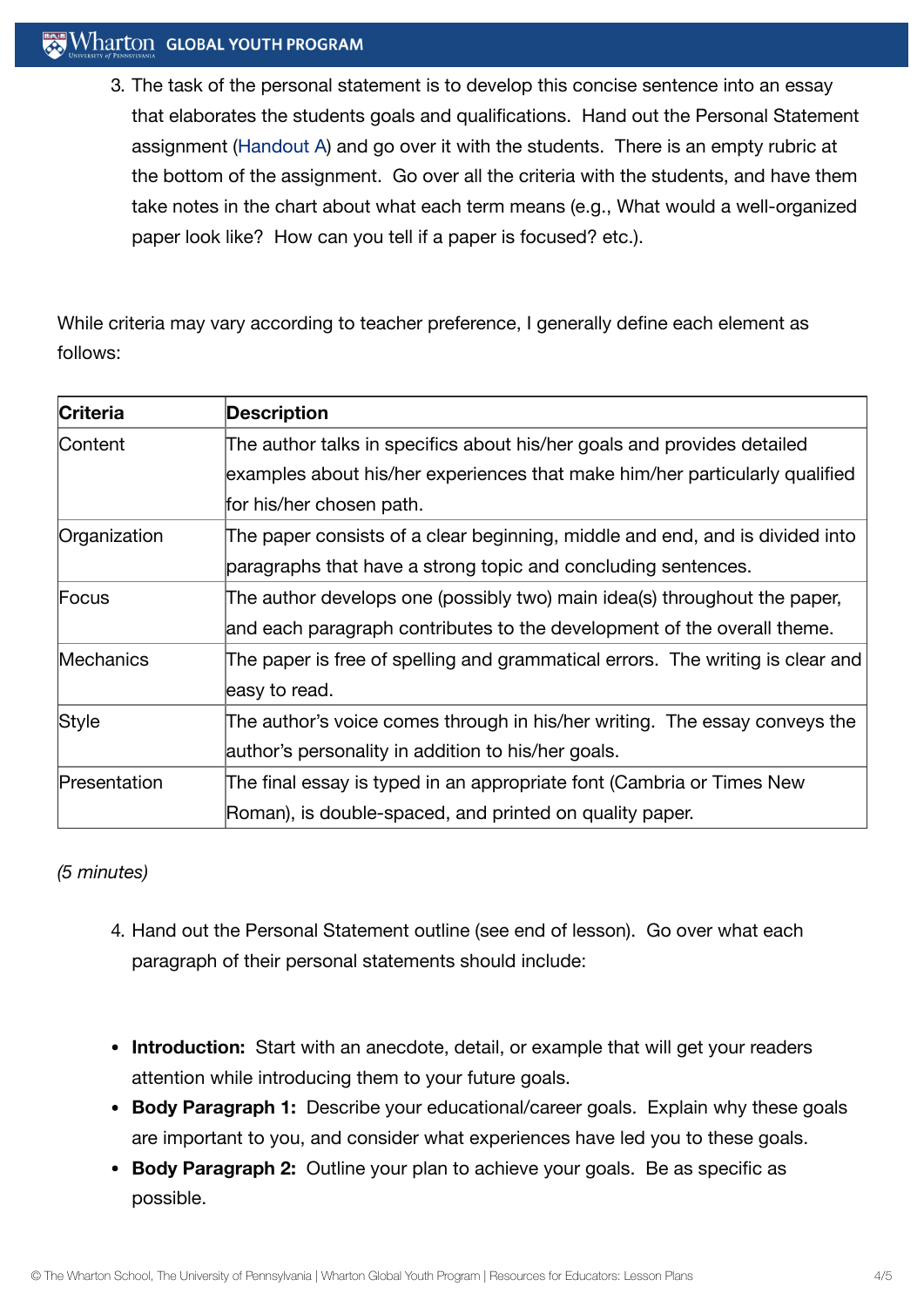3. The task of the personal statement is to develop this concise sentence into an essay that elaborates the students goals and qualifications. Hand out the Personal Statement assignment (Handout A) and go over it with the students. There is an empty rubric at the bottom of the assignment. Go over all the criteria with the students, and have them take notes in the chart about what each term means (e.g., What would a well-organized paper look like? How can you tell if a paper is focused? etc.).

While criteria may vary according to teacher preference, I generally define each element as follows:

| Criteria | Description |
|---|---|
| Content | The author talks in specifics about his/her goals and provides detailed examples about his/her experiences that make him/her particularly qualified for his/her chosen path. |
| Organization | The paper consists of a clear beginning, middle and end, and is divided into paragraphs that have a strong topic and concluding sentences. |
| Focus | The author develops one (possibly two) main idea(s) throughout the paper, and each paragraph contributes to the development of the overall theme. |
| Mechanics | The paper is free of spelling and grammatical errors. The writing is clear and easy to read. |
| Style | The author's voice comes through in his/her writing. The essay conveys the author's personality in addition to his/her goals. |
| Presentation | The final essay is typed in an appropriate font (Cambria or Times New Roman), is double-spaced, and printed on quality paper. |

*(5 minutes)*

4. Hand out the Personal Statement outline (see end of lesson). Go over what each paragraph of their personal statements should include:

- **Introduction:** Start with an anecdote, detail, or example that will get your readers attention while introducing them to your future goals.
- **Body Paragraph 1:** Describe your educational/career goals. Explain why these goals are important to you, and consider what experiences have led you to these goals.
- **Body Paragraph 2:** Outline your plan to achieve your goals. Be as specific as possible.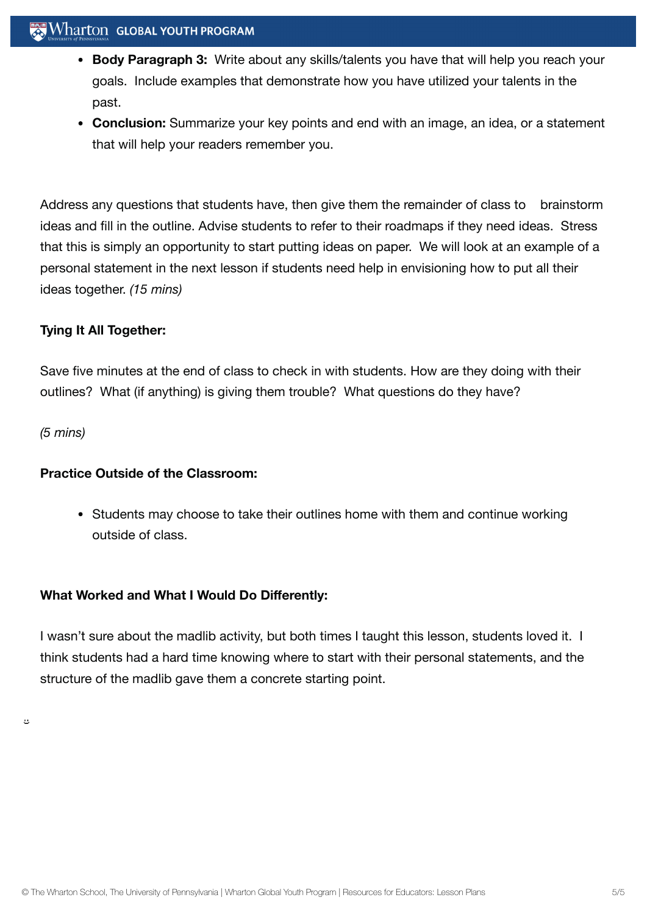- **Body Paragraph 3:** Write about any skills/talents you have that will help you reach your goals. Include examples that demonstrate how you have utilized your talents in the past.
- **Conclusion:** Summarize your key points and end with an image, an idea, or a statement that will help your readers remember you.

Address any questions that students have, then give them the remainder of class to brainstorm ideas and fill in the outline. Advise students to refer to their roadmaps if they need ideas. Stress that this is simply an opportunity to start putting ideas on paper. We will look at an example of a personal statement in the next lesson if students need help in envisioning how to put all their ideas together. *(15 mins)*

**Tying It All Together:**

Save five minutes at the end of class to check in with students. How are they doing with their outlines? What (if anything) is giving them trouble? What questions do they have?

*(5 mins)*

**Practice Outside of the Classroom:**

- Students may choose to take their outlines home with them and continue working outside of class.

**What Worked and What I Would Do Differently:**

I wasn't sure about the madlib activity, but both times I taught this lesson, students loved it. I think students had a hard time knowing where to start with their personal statements, and the structure of the madlib gave them a concrete starting point.